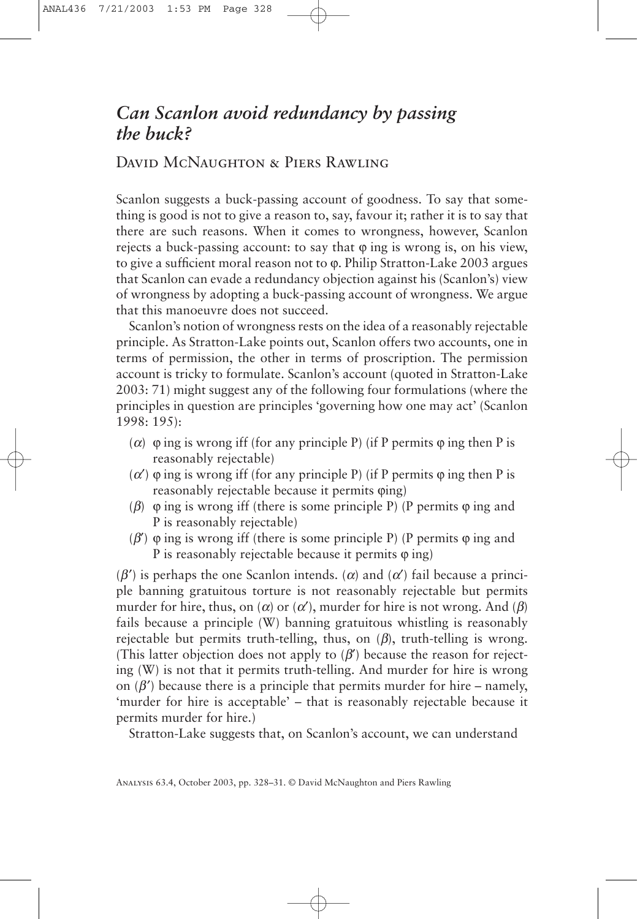# *Can Scanlon avoid redundancy by passing the buck?*

David McNaughton & Piers Rawling

Scanlon suggests a buck-passing account of goodness. To say that something is good is not to give a reason to, say, favour it; rather it is to say that there are such reasons. When it comes to wrongness, however, Scanlon rejects a buck-passing account: to say that $\varphi$ ing is wrong is, on his view, to give a sufficient moral reason not to $\varphi$. Philip Stratton-Lake 2003 argues that Scanlon can evade a redundancy objection against his (Scanlon's) view of wrongness by adopting a buck-passing account of wrongness. We argue that this manoeuvre does not succeed.

Scanlon's notion of wrongness rests on the idea of a reasonably rejectable principle. As Stratton-Lake points out, Scanlon offers two accounts, one in terms of permission, the other in terms of proscription. The permission account is tricky to formulate. Scanlon's account (quoted in Stratton-Lake 2003: 71) might suggest any of the following four formulations (where the principles in question are principles 'governing how one may act' (Scanlon 1998: 195):

- ($\alpha$) $\varphi$ ing is wrong iff (for any principle P) (if P permits $\varphi$ ing then P is reasonably rejectable)
- ($\alpha'$) $\varphi$ ing is wrong iff (for any principle P) (if P permits $\varphi$ ing then P is reasonably rejectable because it permits $\varphi$ing)
- ($\beta$) $\varphi$ ing is wrong iff (there is some principle P) (P permits $\varphi$ ing and P is reasonably rejectable)
- ($\beta'$) $\varphi$ ing is wrong iff (there is some principle P) (P permits $\varphi$ ing and P is reasonably rejectable because it permits $\varphi$ ing)

($\beta'$) is perhaps the one Scanlon intends. ($\alpha$) and ($\alpha'$) fail because a principle banning gratuitous torture is not reasonably rejectable but permits murder for hire, thus, on ($\alpha$) or ($\alpha'$), murder for hire is not wrong. And ($\beta$) fails because a principle (W) banning gratuitous whistling is reasonably rejectable but permits truth-telling, thus, on ($\beta$), truth-telling is wrong. (This latter objection does not apply to ($\beta'$) because the reason for rejecting (W) is not that it permits truth-telling. And murder for hire is wrong on ($\beta'$) because there is a principle that permits murder for hire – namely, 'murder for hire is acceptable' – that is reasonably rejectable because it permits murder for hire.)

Stratton-Lake suggests that, on Scanlon's account, we can understand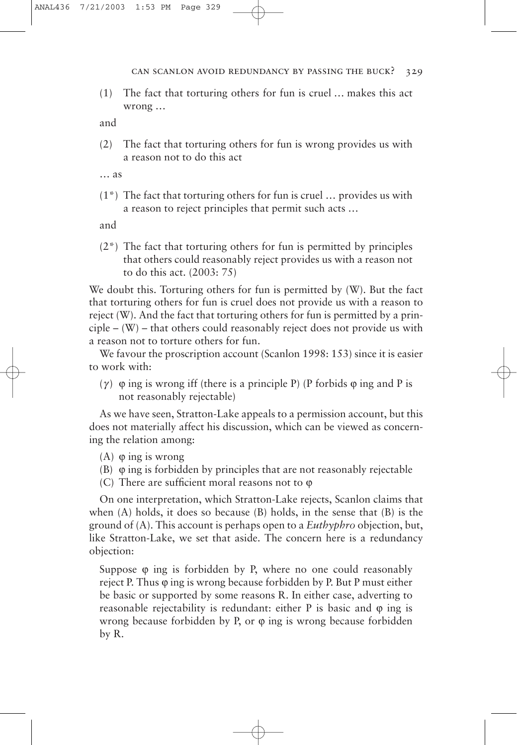(1) The fact that torturing others for fun is cruel … makes this act wrong …

and

(2) The fact that torturing others for fun is wrong provides us with a reason not to do this act

… as

(1*) The fact that torturing others for fun is cruel … provides us with a reason to reject principles that permit such acts …

and

(2*) The fact that torturing others for fun is permitted by principles that others could reasonably reject provides us with a reason not to do this act. (2003: 75)

We doubt this. Torturing others for fun is permitted by (W). But the fact that torturing others for fun is cruel does not provide us with a reason to reject (W). And the fact that torturing others for fun is permitted by a principle – (W) – that others could reasonably reject does not provide us with a reason not to torture others for fun.

We favour the proscription account (Scanlon 1998: 153) since it is easier to work with:

($\gamma$) $\varphi$ ing is wrong iff (there is a principle P) (P forbids $\varphi$ ing and P is not reasonably rejectable)

As we have seen, Stratton-Lake appeals to a permission account, but this does not materially affect his discussion, which can be viewed as concerning the relation among:

(A) $\varphi$ ing is wrong
(B) $\varphi$ ing is forbidden by principles that are not reasonably rejectable
(C) There are sufficient moral reasons not to $\varphi$

On one interpretation, which Stratton-Lake rejects, Scanlon claims that when (A) holds, it does so because (B) holds, in the sense that (B) is the ground of (A). This account is perhaps open to a *Euthyphro* objection, but, like Stratton-Lake, we set that aside. The concern here is a redundancy objection:

> Suppose $\varphi$ ing is forbidden by P, where no one could reasonably reject P. Thus $\varphi$ ing is wrong because forbidden by P. But P must either be basic or supported by some reasons R. In either case, adverting to reasonable rejectability is redundant: either P is basic and $\varphi$ ing is wrong because forbidden by P, or $\varphi$ ing is wrong because forbidden by R.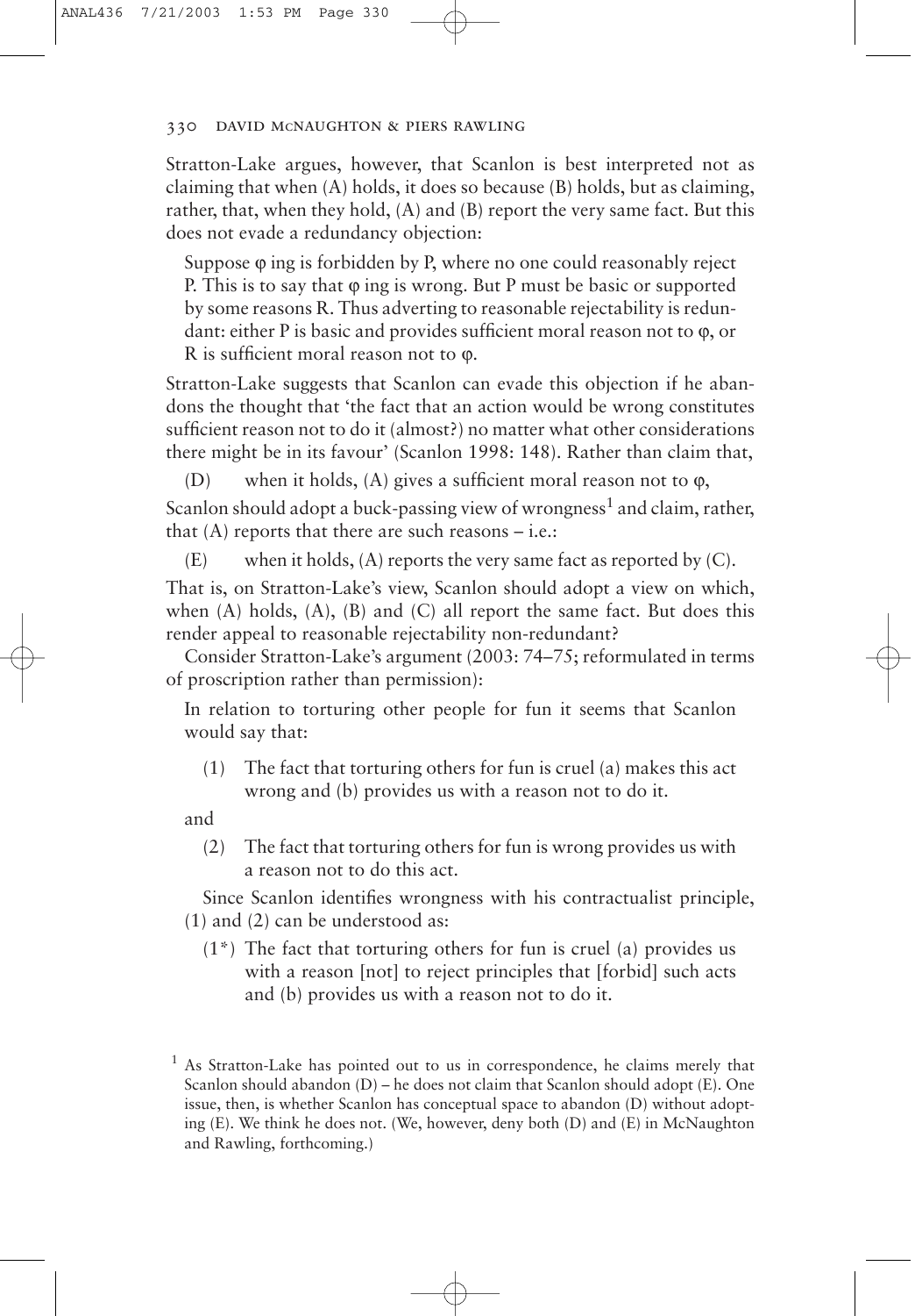Stratton-Lake argues, however, that Scanlon is best interpreted not as claiming that when (A) holds, it does so because (B) holds, but as claiming, rather, that, when they hold, (A) and (B) report the very same fact. But this does not evade a redundancy objection:

> Suppose φ ing is forbidden by P, where no one could reasonably reject P. This is to say that φ ing is wrong. But P must be basic or supported by some reasons R. Thus adverting to reasonable rejectability is redundant: either P is basic and provides sufficient moral reason not to φ, or R is sufficient moral reason not to φ.

Stratton-Lake suggests that Scanlon can evade this objection if he abandons the thought that 'the fact that an action would be wrong constitutes sufficient reason not to do it (almost?) no matter what other considerations there might be in its favour' (Scanlon 1998: 148). Rather than claim that,

(D) when it holds, (A) gives a sufficient moral reason not to φ,

Scanlon should adopt a buck-passing view of wrongness[1] and claim, rather, that (A) reports that there are such reasons – i.e.:

(E) when it holds, (A) reports the very same fact as reported by (C).

That is, on Stratton-Lake's view, Scanlon should adopt a view on which, when (A) holds, (A), (B) and (C) all report the same fact. But does this render appeal to reasonable rejectability non-redundant?

Consider Stratton-Lake's argument (2003: 74–75; reformulated in terms of proscription rather than permission):

> In relation to torturing other people for fun it seems that Scanlon would say that:
>
> (1) The fact that torturing others for fun is cruel (a) makes this act wrong and (b) provides us with a reason not to do it.
>
> and
>
> (2) The fact that torturing others for fun is wrong provides us with a reason not to do this act.
>
> Since Scanlon identifies wrongness with his contractualist principle, (1) and (2) can be understood as:
>
> (1*) The fact that torturing others for fun is cruel (a) provides us with a reason [not] to reject principles that [forbid] such acts and (b) provides us with a reason not to do it.

[1] As Stratton-Lake has pointed out to us in correspondence, he claims merely that Scanlon should abandon (D) – he does not claim that Scanlon should adopt (E). One issue, then, is whether Scanlon has conceptual space to abandon (D) without adopting (E). We think he does not. (We, however, deny both (D) and (E) in McNaughton and Rawling, forthcoming.)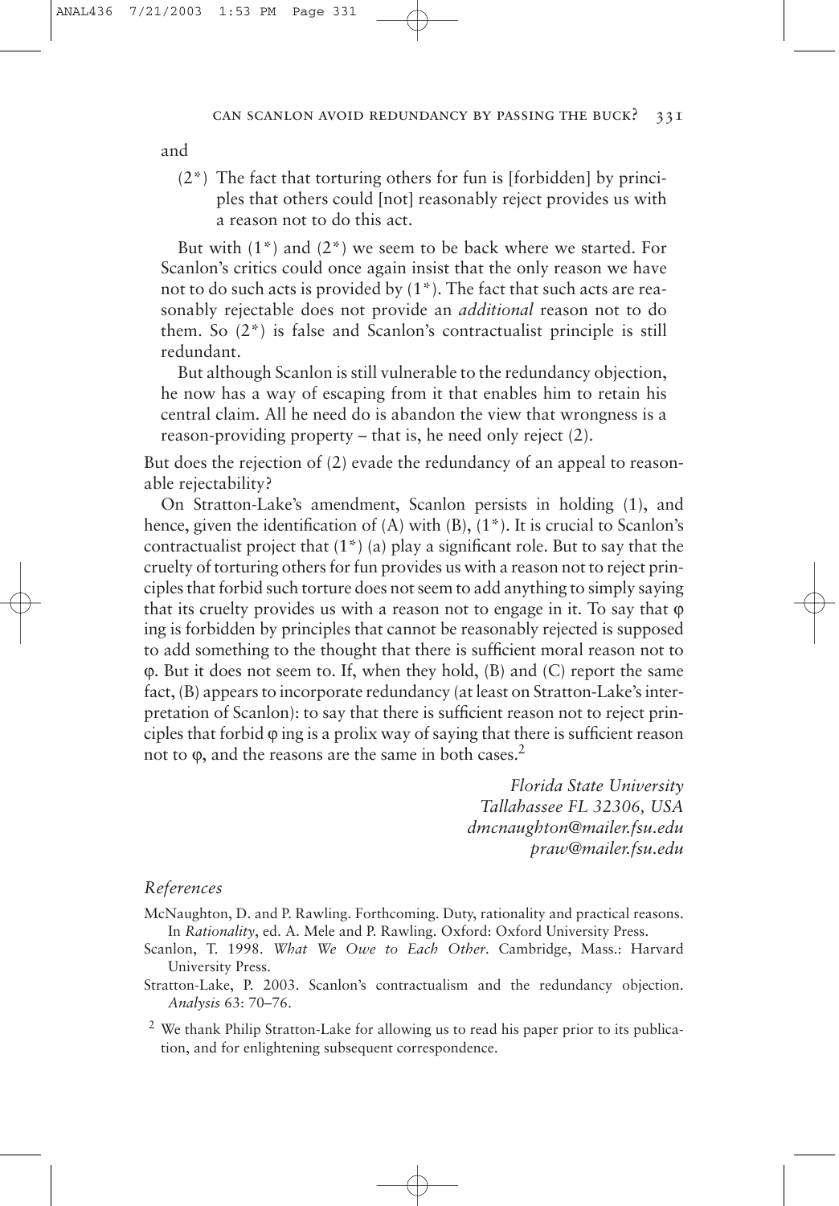and

> (2*) The fact that torturing others for fun is [forbidden] by principles that others could [not] reasonably reject provides us with a reason not to do this act.
>
> But with (1*) and (2*) we seem to be back where we started. For Scanlon's critics could once again insist that the only reason we have not to do such acts is provided by (1*). The fact that such acts are reasonably rejectable does not provide an *additional* reason not to do them. So (2*) is false and Scanlon's contractualist principle is still redundant.
>
> But although Scanlon is still vulnerable to the redundancy objection, he now has a way of escaping from it that enables him to retain his central claim. All he need do is abandon the view that wrongness is a reason-providing property – that is, he need only reject (2).

But does the rejection of (2) evade the redundancy of an appeal to reasonable rejectability?

On Stratton-Lake's amendment, Scanlon persists in holding (1), and hence, given the identification of (A) with (B), (1*). It is crucial to Scanlon's contractualist project that (1*) (a) play a significant role. But to say that the cruelty of torturing others for fun provides us with a reason not to reject principles that forbid such torture does not seem to add anything to simply saying that its cruelty provides us with a reason not to engage in it. To say that φ ing is forbidden by principles that cannot be reasonably rejected is supposed to add something to the thought that there is sufficient moral reason not to φ. But it does not seem to. If, when they hold, (B) and (C) report the same fact, (B) appears to incorporate redundancy (at least on Stratton-Lake's interpretation of Scanlon): to say that there is sufficient reason not to reject principles that forbid φ ing is a prolix way of saying that there is sufficient reason not to φ, and the reasons are the same in both cases.[2]

*Florida State University*
*Tallahassee FL 32306, USA*
*dmcnaughton@mailer.fsu.edu*
*praw@mailer.fsu.edu*

## *References*

McNaughton, D. and P. Rawling. Forthcoming. Duty, rationality and practical reasons. In *Rationality*, ed. A. Mele and P. Rawling. Oxford: Oxford University Press.

Scanlon, T. 1998. *What We Owe to Each Other*. Cambridge, Mass.: Harvard University Press.

Stratton-Lake, P. 2003. Scanlon's contractualism and the redundancy objection. *Analysis* 63: 70–76.

[2] We thank Philip Stratton-Lake for allowing us to read his paper prior to its publication, and for enlightening subsequent correspondence.